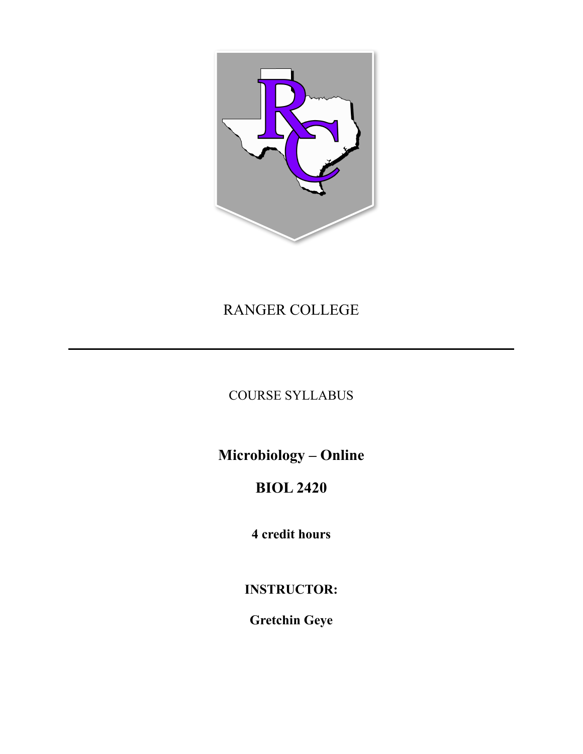# RANGER COLLEGE

---

COURSE SYLLABUS

## Microbiology – Online

## BIOL 2420

**4 credit hours**

**INSTRUCTOR:**

**Gretchin Geye**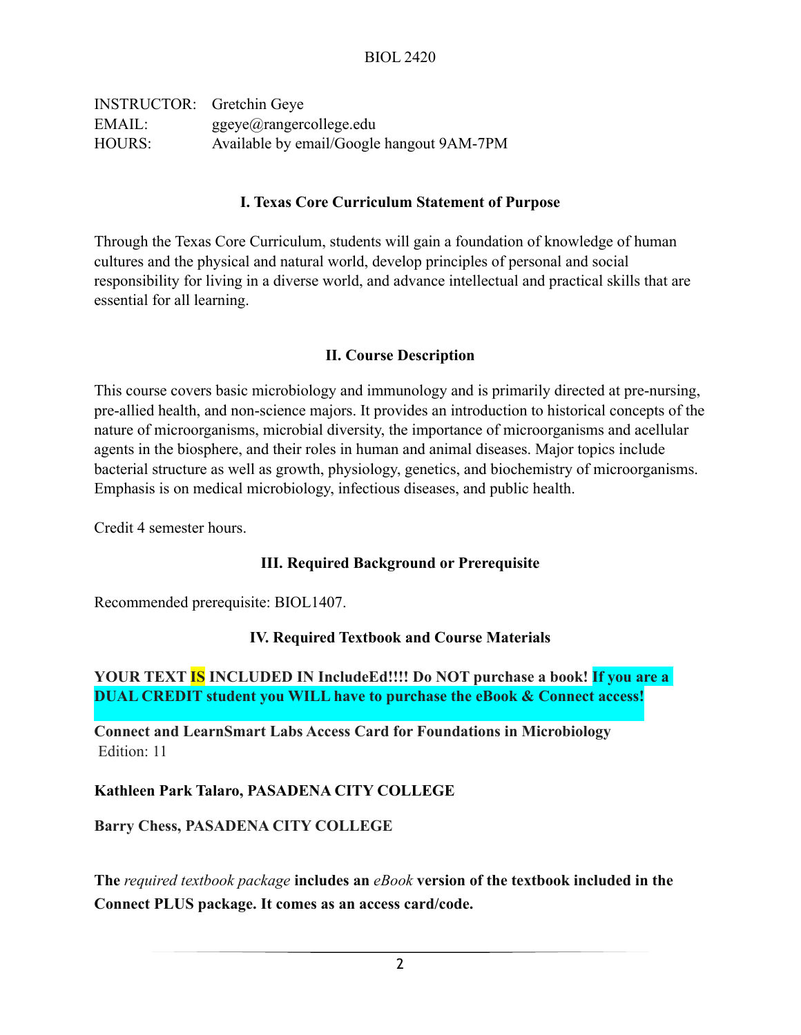BIOL 2420

INSTRUCTOR: Gretchin Geye
EMAIL: ggeye@rangercollege.edu
HOURS: Available by email/Google hangout 9AM-7PM

## I. Texas Core Curriculum Statement of Purpose

Through the Texas Core Curriculum, students will gain a foundation of knowledge of human cultures and the physical and natural world, develop principles of personal and social responsibility for living in a diverse world, and advance intellectual and practical skills that are essential for all learning.

## II. Course Description

This course covers basic microbiology and immunology and is primarily directed at pre-nursing, pre-allied health, and non-science majors. It provides an introduction to historical concepts of the nature of microorganisms, microbial diversity, the importance of microorganisms and acellular agents in the biosphere, and their roles in human and animal diseases. Major topics include bacterial structure as well as growth, physiology, genetics, and biochemistry of microorganisms. Emphasis is on medical microbiology, infectious diseases, and public health.

Credit 4 semester hours.

## III. Required Background or Prerequisite

Recommended prerequisite: BIOL1407.

## IV. Required Textbook and Course Materials

**YOUR TEXT IS INCLUDED IN IncludeEd!!!! Do NOT purchase a book! If you are a DUAL CREDIT student you WILL have to purchase the eBook & Connect access!**

**Connect and LearnSmart Labs Access Card for Foundations in Microbiology**
Edition: 11

**Kathleen Park Talaro, PASADENA CITY COLLEGE**

**Barry Chess, PASADENA CITY COLLEGE**

**The** *required textbook package* **includes an** *eBook* **version of the textbook included in the Connect PLUS package. It comes as an access card/code.**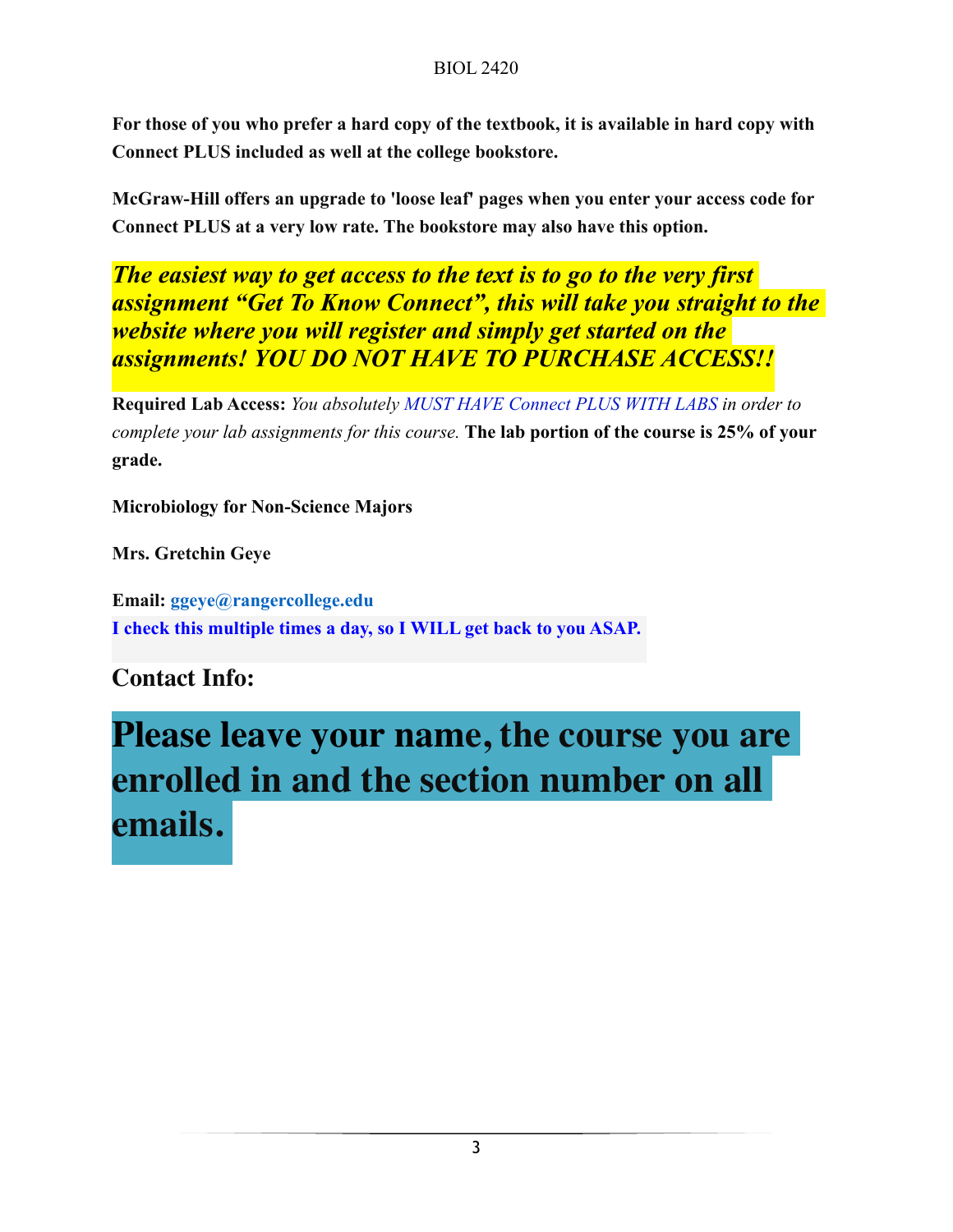**For those of you who prefer a hard copy of the textbook, it is available in hard copy with Connect PLUS included as well at the college bookstore.**

**McGraw-Hill offers an upgrade to 'loose leaf' pages when you enter your access code for Connect PLUS at a very low rate. The bookstore may also have this option.**

***The easiest way to get access to the text is to go to the very first assignment "Get To Know Connect", this will take you straight to the website where you will register and simply get started on the assignments! YOU DO NOT HAVE TO PURCHASE ACCESS!!***

**Required Lab Access:** *You absolutely MUST HAVE Connect PLUS WITH LABS in order to complete your lab assignments for this course.* **The lab portion of the course is 25% of your grade.**

**Microbiology for Non-Science Majors**

**Mrs. Gretchin Geye**

**Email: ggeye@rangercollege.edu**
**I check this multiple times a day, so I WILL get back to you ASAP.**

## Contact Info:

# Please leave your name, the course you are enrolled in and the section number on all emails.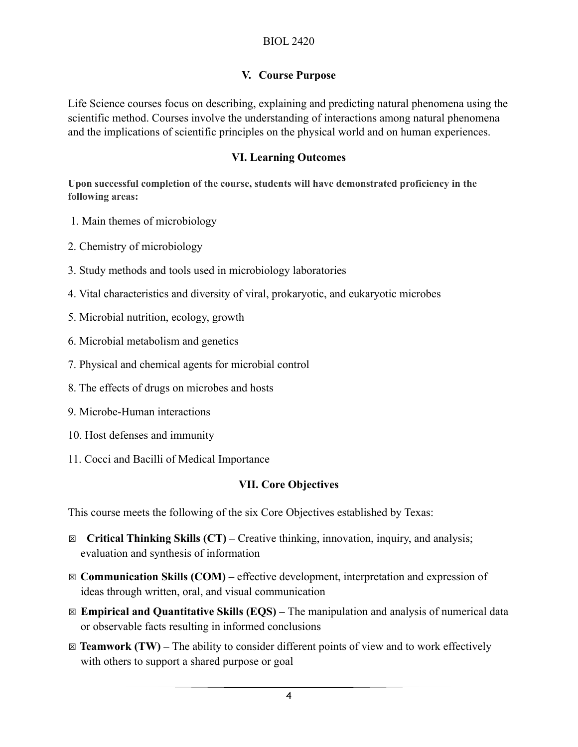## V. Course Purpose

Life Science courses focus on describing, explaining and predicting natural phenomena using the scientific method. Courses involve the understanding of interactions among natural phenomena and the implications of scientific principles on the physical world and on human experiences.

## VI. Learning Outcomes

**Upon successful completion of the course, students will have demonstrated proficiency in the following areas:**

1. Main themes of microbiology
2. Chemistry of microbiology
3. Study methods and tools used in microbiology laboratories
4. Vital characteristics and diversity of viral, prokaryotic, and eukaryotic microbes
5. Microbial nutrition, ecology, growth
6. Microbial metabolism and genetics
7. Physical and chemical agents for microbial control
8. The effects of drugs on microbes and hosts
9. Microbe-Human interactions
10. Host defenses and immunity
11. Cocci and Bacilli of Medical Importance

## VII. Core Objectives

This course meets the following of the six Core Objectives established by Texas:

- ☒ **Critical Thinking Skills (CT) –** Creative thinking, innovation, inquiry, and analysis; evaluation and synthesis of information
- ☒ **Communication Skills (COM) –** effective development, interpretation and expression of ideas through written, oral, and visual communication
- ☒ **Empirical and Quantitative Skills (EQS) –** The manipulation and analysis of numerical data or observable facts resulting in informed conclusions
- ☒ **Teamwork (TW) –** The ability to consider different points of view and to work effectively with others to support a shared purpose or goal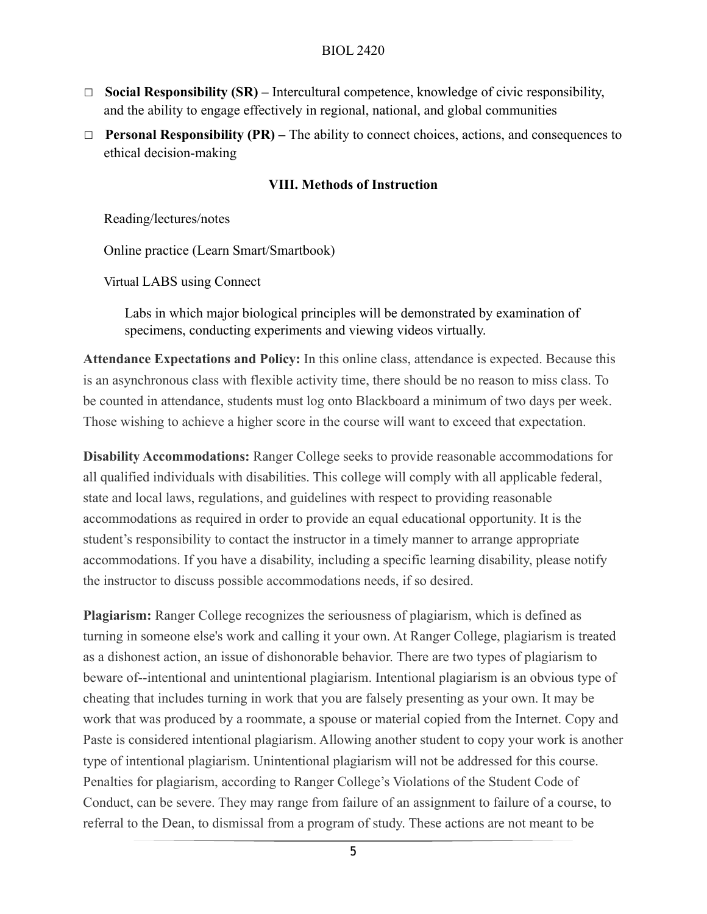- ☐ **Social Responsibility (SR) –** Intercultural competence, knowledge of civic responsibility, and the ability to engage effectively in regional, national, and global communities
- ☐ **Personal Responsibility (PR) –** The ability to connect choices, actions, and consequences to ethical decision-making

## VIII. Methods of Instruction

Reading/lectures/notes

Online practice (Learn Smart/Smartbook)

Virtual LABS using Connect

> Labs in which major biological principles will be demonstrated by examination of specimens, conducting experiments and viewing videos virtually.

**Attendance Expectations and Policy:** In this online class, attendance is expected. Because this is an asynchronous class with flexible activity time, there should be no reason to miss class. To be counted in attendance, students must log onto Blackboard a minimum of two days per week. Those wishing to achieve a higher score in the course will want to exceed that expectation.

**Disability Accommodations:** Ranger College seeks to provide reasonable accommodations for all qualified individuals with disabilities. This college will comply with all applicable federal, state and local laws, regulations, and guidelines with respect to providing reasonable accommodations as required in order to provide an equal educational opportunity. It is the student's responsibility to contact the instructor in a timely manner to arrange appropriate accommodations. If you have a disability, including a specific learning disability, please notify the instructor to discuss possible accommodations needs, if so desired.

**Plagiarism:** Ranger College recognizes the seriousness of plagiarism, which is defined as turning in someone else's work and calling it your own. At Ranger College, plagiarism is treated as a dishonest action, an issue of dishonorable behavior. There are two types of plagiarism to beware of--intentional and unintentional plagiarism. Intentional plagiarism is an obvious type of cheating that includes turning in work that you are falsely presenting as your own. It may be work that was produced by a roommate, a spouse or material copied from the Internet. Copy and Paste is considered intentional plagiarism. Allowing another student to copy your work is another type of intentional plagiarism. Unintentional plagiarism will not be addressed for this course. Penalties for plagiarism, according to Ranger College's Violations of the Student Code of Conduct, can be severe. They may range from failure of an assignment to failure of a course, to referral to the Dean, to dismissal from a program of study. These actions are not meant to be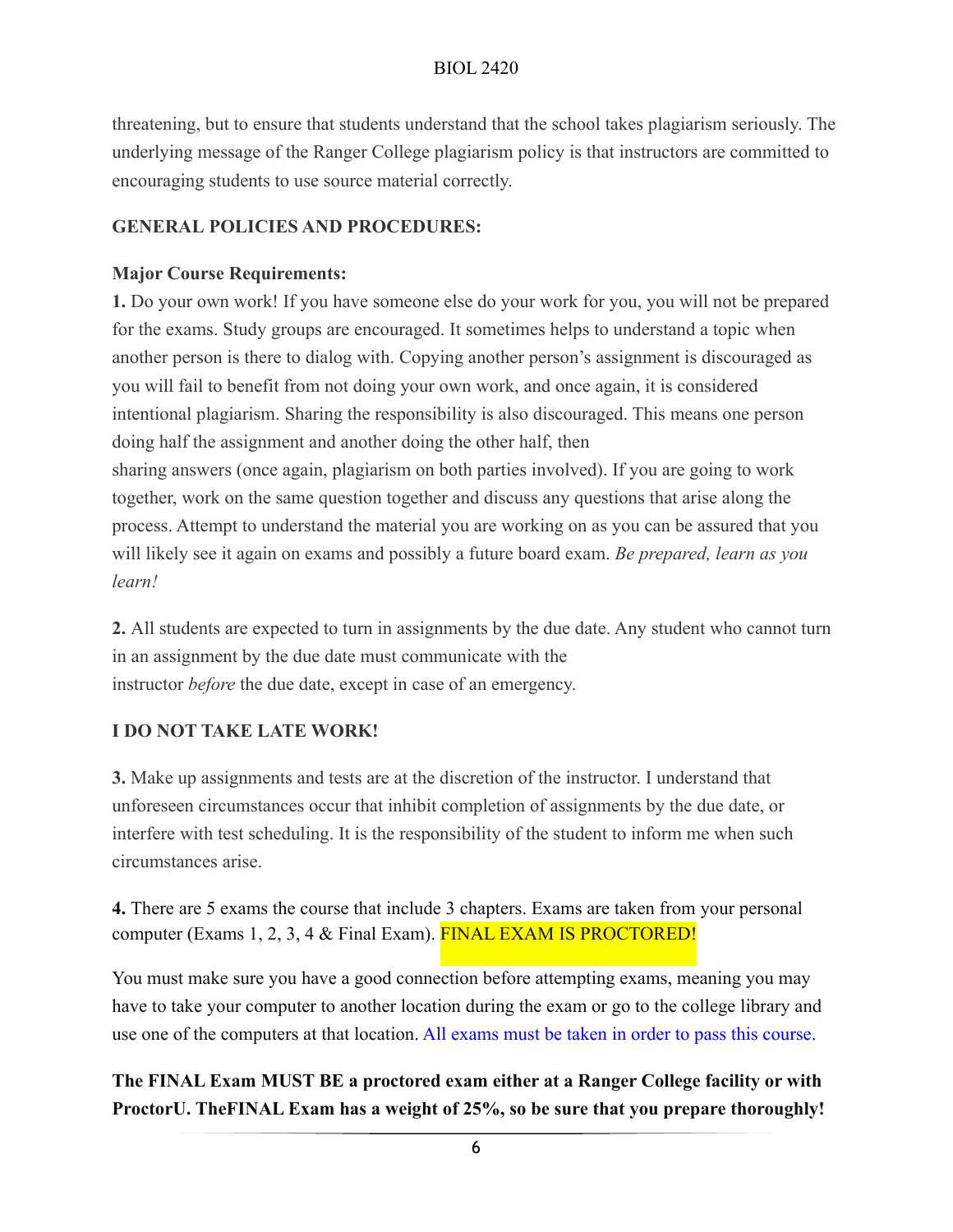threatening, but to ensure that students understand that the school takes plagiarism seriously. The underlying message of the Ranger College plagiarism policy is that instructors are committed to encouraging students to use source material correctly.

**GENERAL POLICIES AND PROCEDURES:**

**Major Course Requirements:**

**1.** Do your own work! If you have someone else do your work for you, you will not be prepared for the exams. Study groups are encouraged. It sometimes helps to understand a topic when another person is there to dialog with. Copying another person's assignment is discouraged as you will fail to benefit from not doing your own work, and once again, it is considered intentional plagiarism. Sharing the responsibility is also discouraged. This means one person doing half the assignment and another doing the other half, then sharing answers (once again, plagiarism on both parties involved). If you are going to work together, work on the same question together and discuss any questions that arise along the process. Attempt to understand the material you are working on as you can be assured that you will likely see it again on exams and possibly a future board exam. *Be prepared, learn as you learn!*

**2.** All students are expected to turn in assignments by the due date. Any student who cannot turn in an assignment by the due date must communicate with the instructor *before* the due date, except in case of an emergency.

**I DO NOT TAKE LATE WORK!**

**3.** Make up assignments and tests are at the discretion of the instructor. I understand that unforeseen circumstances occur that inhibit completion of assignments by the due date, or interfere with test scheduling. It is the responsibility of the student to inform me when such circumstances arise.

**4.** There are 5 exams the course that include 3 chapters. Exams are taken from your personal computer (Exams 1, 2, 3, 4 & Final Exam). FINAL EXAM IS PROCTORED!

You must make sure you have a good connection before attempting exams, meaning you may have to take your computer to another location during the exam or go to the college library and use one of the computers at that location. All exams must be taken in order to pass this course.

**The FINAL Exam MUST BE a proctored exam either at a Ranger College facility or with ProctorU. TheFINAL Exam has a weight of 25%, so be sure that you prepare thoroughly!**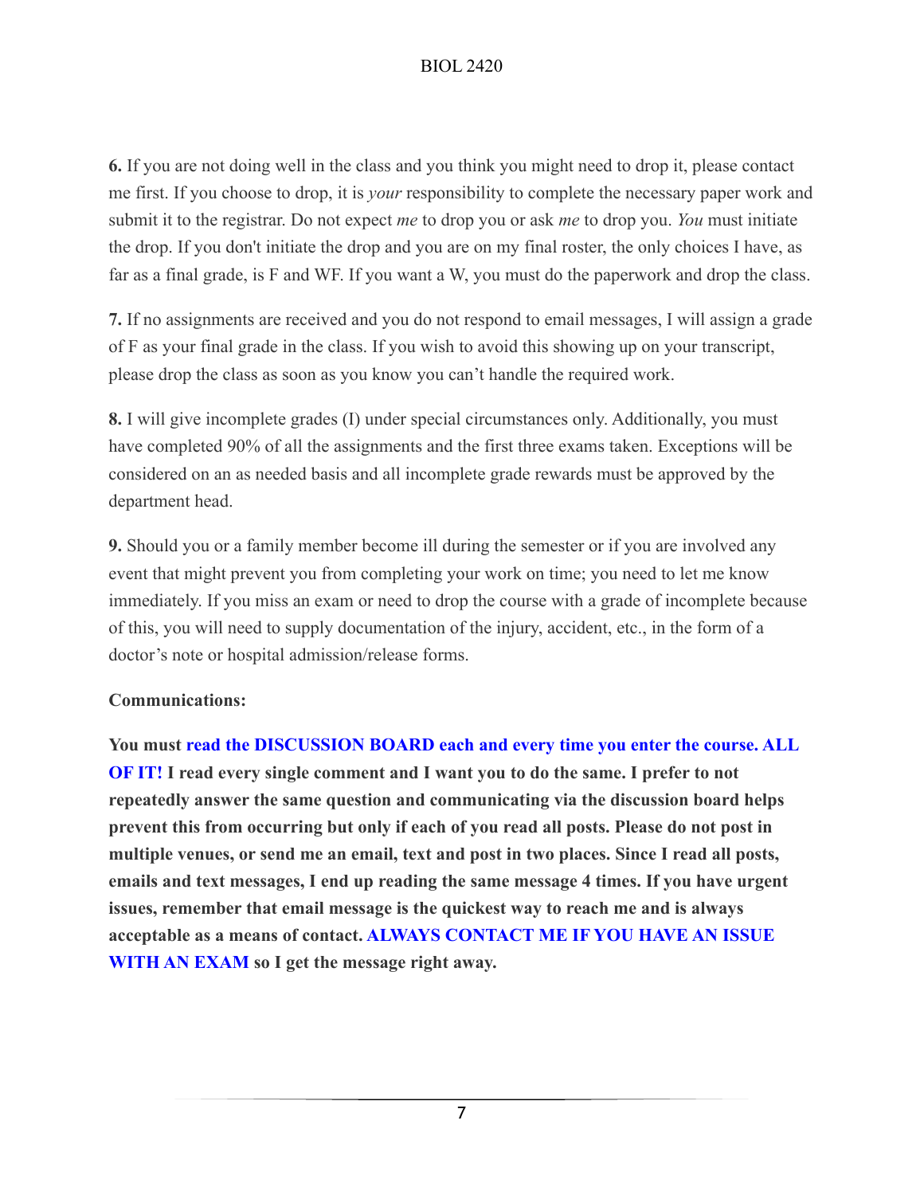**6.** If you are not doing well in the class and you think you might need to drop it, please contact me first. If you choose to drop, it is *your* responsibility to complete the necessary paper work and submit it to the registrar. Do not expect *me* to drop you or ask *me* to drop you. *You* must initiate the drop. If you don't initiate the drop and you are on my final roster, the only choices I have, as far as a final grade, is F and WF. If you want a W, you must do the paperwork and drop the class.

**7.** If no assignments are received and you do not respond to email messages, I will assign a grade of F as your final grade in the class. If you wish to avoid this showing up on your transcript, please drop the class as soon as you know you can't handle the required work.

**8.** I will give incomplete grades (I) under special circumstances only. Additionally, you must have completed 90% of all the assignments and the first three exams taken. Exceptions will be considered on an as needed basis and all incomplete grade rewards must be approved by the department head.

**9.** Should you or a family member become ill during the semester or if you are involved any event that might prevent you from completing your work on time; you need to let me know immediately. If you miss an exam or need to drop the course with a grade of incomplete because of this, you will need to supply documentation of the injury, accident, etc., in the form of a doctor's note or hospital admission/release forms.

**Communications:**

**You must read the DISCUSSION BOARD each and every time you enter the course. ALL OF IT! I read every single comment and I want you to do the same. I prefer to not repeatedly answer the same question and communicating via the discussion board helps prevent this from occurring but only if each of you read all posts. Please do not post in multiple venues, or send me an email, text and post in two places. Since I read all posts, emails and text messages, I end up reading the same message 4 times. If you have urgent issues, remember that email message is the quickest way to reach me and is always acceptable as a means of contact. ALWAYS CONTACT ME IF YOU HAVE AN ISSUE WITH AN EXAM so I get the message right away.**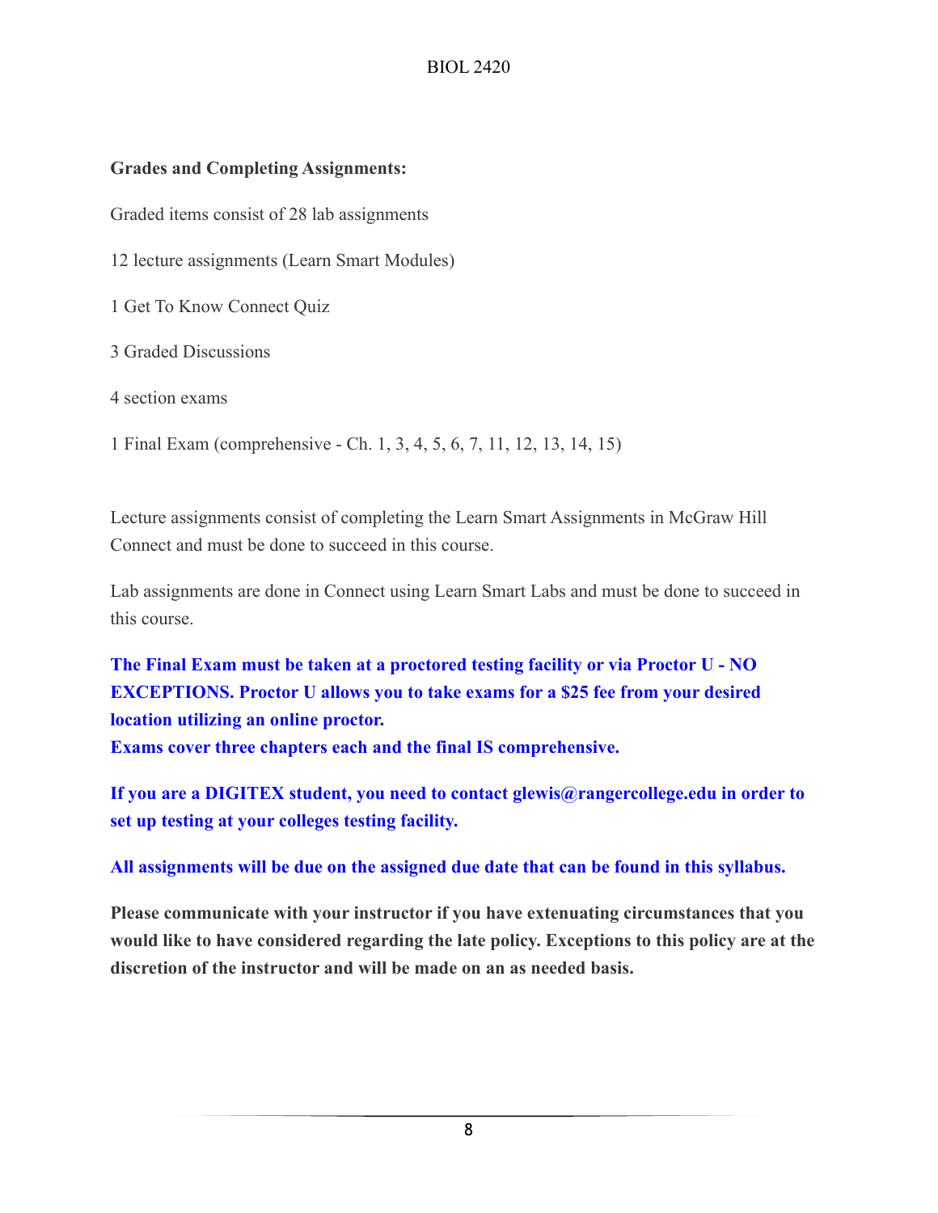**Grades and Completing Assignments:**

Graded items consist of 28 lab assignments

12 lecture assignments (Learn Smart Modules)

1 Get To Know Connect Quiz

3 Graded Discussions

4 section exams

1 Final Exam (comprehensive - Ch. 1, 3, 4, 5, 6, 7, 11, 12, 13, 14, 15)

Lecture assignments consist of completing the Learn Smart Assignments in McGraw Hill Connect and must be done to succeed in this course.

Lab assignments are done in Connect using Learn Smart Labs and must be done to succeed in this course.

**The Final Exam must be taken at a proctored testing facility or via Proctor U - NO EXCEPTIONS. Proctor U allows you to take exams for a $25 fee from your desired location utilizing an online proctor.**
**Exams cover three chapters each and the final IS comprehensive.**

**If you are a DIGITEX student, you need to contact glewis@rangercollege.edu in order to set up testing at your colleges testing facility.**

**All assignments will be due on the assigned due date that can be found in this syllabus.**

**Please communicate with your instructor if you have extenuating circumstances that you would like to have considered regarding the late policy. Exceptions to this policy are at the discretion of the instructor and will be made on an as needed basis.**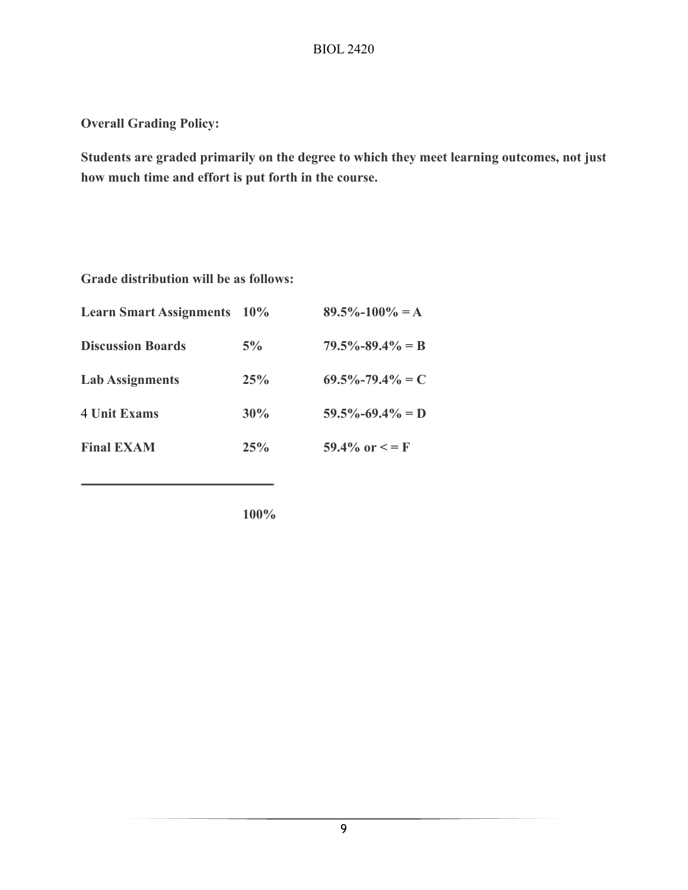**Overall Grading Policy:**

**Students are graded primarily on the degree to which they meet learning outcomes, not just how much time and effort is put forth in the course.**

**Grade distribution will be as follows:**

| | | |
|---|---|---|
| **Learn Smart Assignments** | **10%** | **89.5%-100% = A** |
| **Discussion Boards** | **5%** | **79.5%-89.4% = B** |
| **Lab Assignments** | **25%** | **69.5%-79.4% = C** |
| 4 **Unit Exams** | **30%** | **59.5%-69.4% = D** |
| **Final EXAM** | **25%** | **59.4% or < = F** |
| | **100%** | |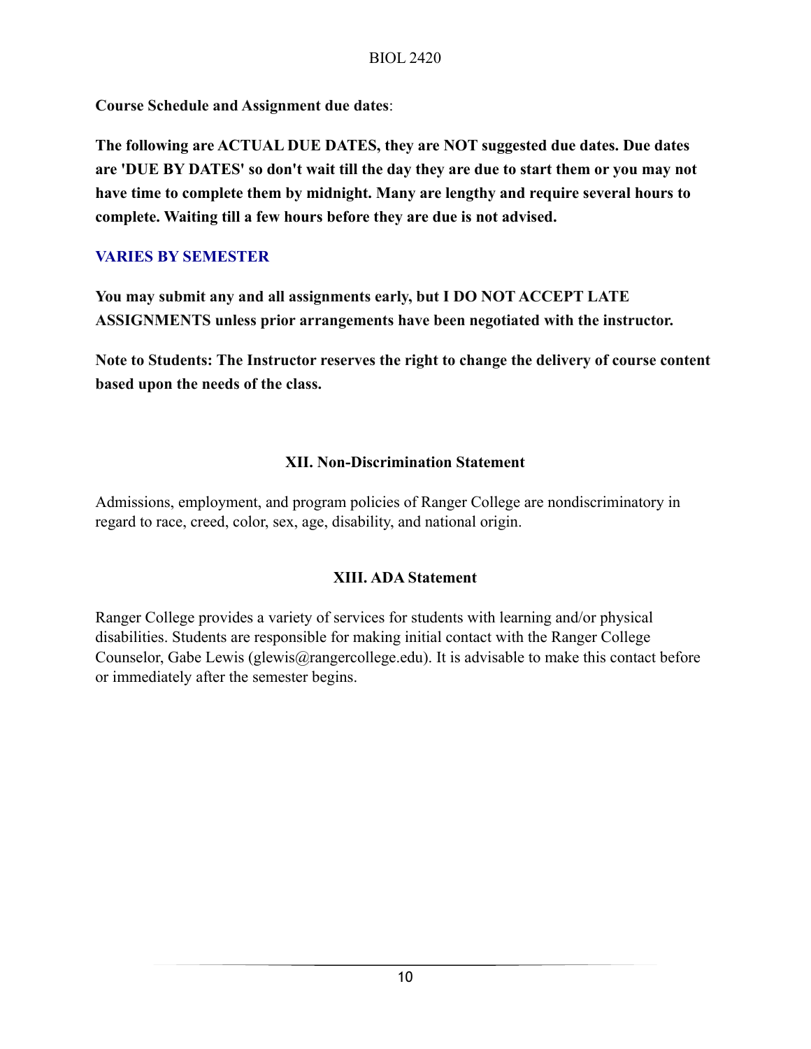**Course Schedule and Assignment due dates**:

**The following are ACTUAL DUE DATES, they are NOT suggested due dates. Due dates are 'DUE BY DATES' so don't wait till the day they are due to start them or you may not have time to complete them by midnight. Many are lengthy and require several hours to complete. Waiting till a few hours before they are due is not advised.**

**VARIES BY SEMESTER**

**You may submit any and all assignments early, but I DO NOT ACCEPT LATE ASSIGNMENTS unless prior arrangements have been negotiated with the instructor.**

**Note to Students: The Instructor reserves the right to change the delivery of course content based upon the needs of the class.**

## XII. Non-Discrimination Statement

Admissions, employment, and program policies of Ranger College are nondiscriminatory in regard to race, creed, color, sex, age, disability, and national origin.

## XIII. ADA Statement

Ranger College provides a variety of services for students with learning and/or physical disabilities. Students are responsible for making initial contact with the Ranger College Counselor, Gabe Lewis (glewis@rangercollege.edu). It is advisable to make this contact before or immediately after the semester begins.